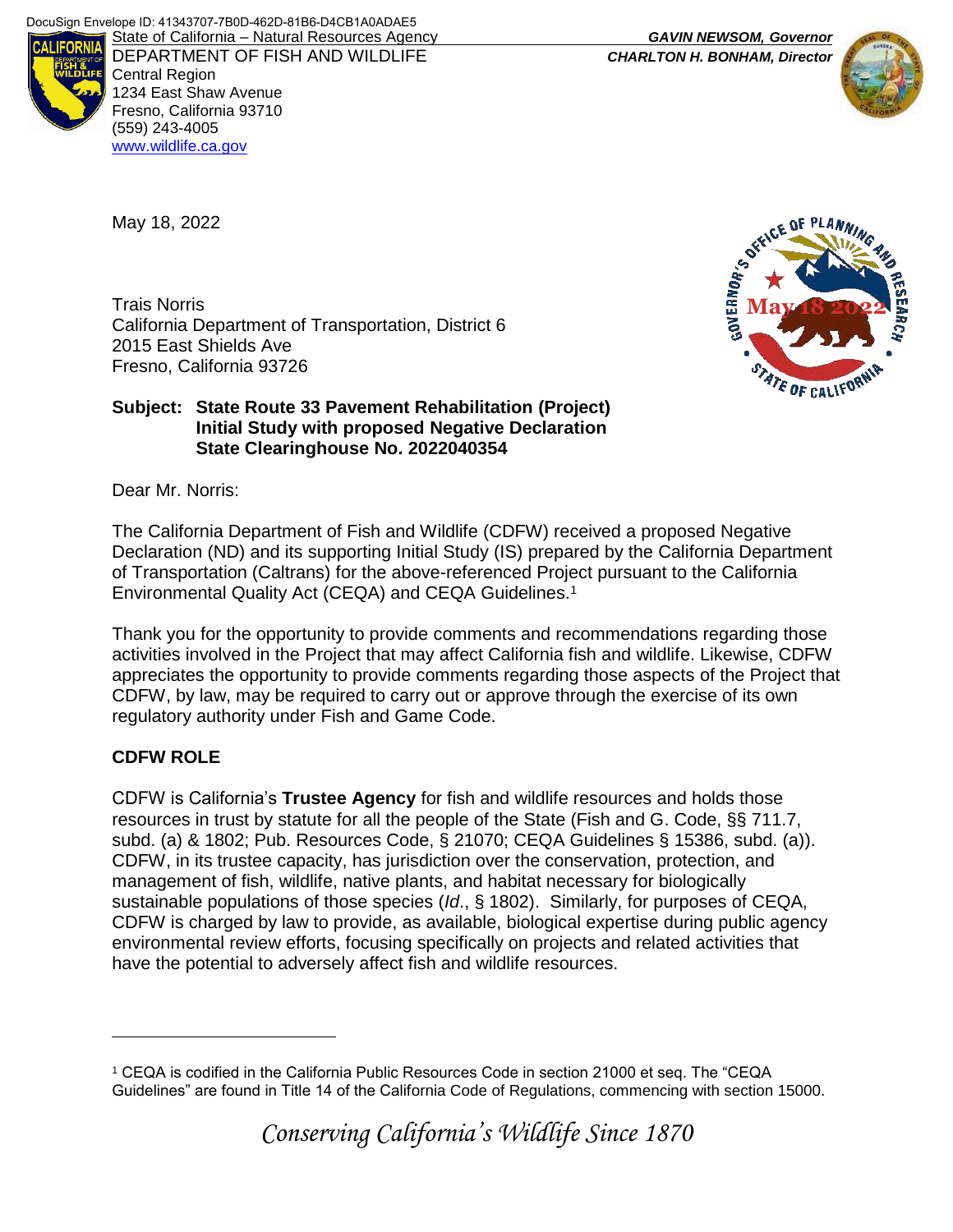DocuSign Envelope ID: 41343707-7B0D-462D-81B6-D4CB1A0ADAE5

State of California – Natural Resources Agency
DEPARTMENT OF FISH AND WILDLIFE
Central Region
1234 East Shaw Avenue
Fresno, California 93710
(559) 243-4005
www.wildlife.ca.gov

***GAVIN NEWSOM, Governor***
***CHARLTON H. BONHAM, Director***

May 18, 2022

Trais Norris
California Department of Transportation, District 6
2015 East Shields Ave
Fresno, California 93726

**Subject: State Route 33 Pavement Rehabilitation (Project)**
**Initial Study with proposed Negative Declaration**
**State Clearinghouse No. 2022040354**

Dear Mr. Norris:

The California Department of Fish and Wildlife (CDFW) received a proposed Negative Declaration (ND) and its supporting Initial Study (IS) prepared by the California Department of Transportation (Caltrans) for the above-referenced Project pursuant to the California Environmental Quality Act (CEQA) and CEQA Guidelines.[1]

Thank you for the opportunity to provide comments and recommendations regarding those activities involved in the Project that may affect California fish and wildlife. Likewise, CDFW appreciates the opportunity to provide comments regarding those aspects of the Project that CDFW, by law, may be required to carry out or approve through the exercise of its own regulatory authority under Fish and Game Code.

## CDFW ROLE

CDFW is California's **Trustee Agency** for fish and wildlife resources and holds those resources in trust by statute for all the people of the State (Fish and G. Code, §§ 711.7, subd. (a) & 1802; Pub. Resources Code, § 21070; CEQA Guidelines § 15386, subd. (a)). CDFW, in its trustee capacity, has jurisdiction over the conservation, protection, and management of fish, wildlife, native plants, and habitat necessary for biologically sustainable populations of those species (*Id*., § 1802). Similarly, for purposes of CEQA, CDFW is charged by law to provide, as available, biological expertise during public agency environmental review efforts, focusing specifically on projects and related activities that have the potential to adversely affect fish and wildlife resources.

[1] CEQA is codified in the California Public Resources Code in section 21000 et seq. The "CEQA Guidelines" are found in Title 14 of the California Code of Regulations, commencing with section 15000.

*Conserving California's Wildlife Since 1870*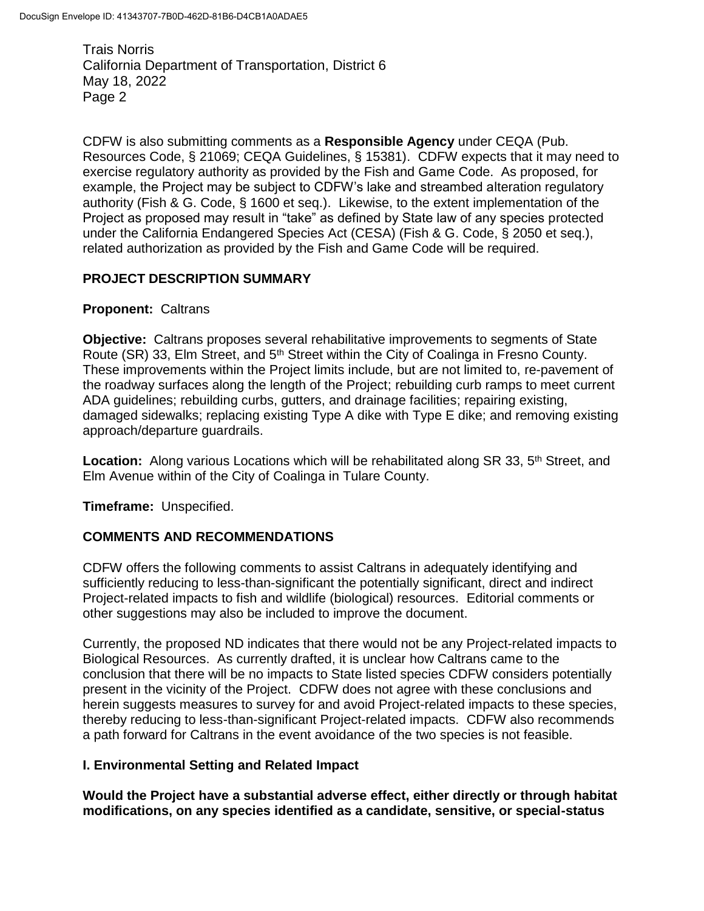CDFW is also submitting comments as a **Responsible Agency** under CEQA (Pub. Resources Code, § 21069; CEQA Guidelines, § 15381). CDFW expects that it may need to exercise regulatory authority as provided by the Fish and Game Code. As proposed, for example, the Project may be subject to CDFW's lake and streambed alteration regulatory authority (Fish & G. Code, § 1600 et seq.). Likewise, to the extent implementation of the Project as proposed may result in "take" as defined by State law of any species protected under the California Endangered Species Act (CESA) (Fish & G. Code, § 2050 et seq.), related authorization as provided by the Fish and Game Code will be required.

## PROJECT DESCRIPTION SUMMARY

**Proponent:** Caltrans

**Objective:** Caltrans proposes several rehabilitative improvements to segments of State Route (SR) 33, Elm Street, and 5th Street within the City of Coalinga in Fresno County. These improvements within the Project limits include, but are not limited to, re-pavement of the roadway surfaces along the length of the Project; rebuilding curb ramps to meet current ADA guidelines; rebuilding curbs, gutters, and drainage facilities; repairing existing, damaged sidewalks; replacing existing Type A dike with Type E dike; and removing existing approach/departure guardrails.

**Location:** Along various Locations which will be rehabilitated along SR 33, 5th Street, and Elm Avenue within of the City of Coalinga in Tulare County.

**Timeframe:** Unspecified.

## COMMENTS AND RECOMMENDATIONS

CDFW offers the following comments to assist Caltrans in adequately identifying and sufficiently reducing to less-than-significant the potentially significant, direct and indirect Project-related impacts to fish and wildlife (biological) resources. Editorial comments or other suggestions may also be included to improve the document.

Currently, the proposed ND indicates that there would not be any Project-related impacts to Biological Resources. As currently drafted, it is unclear how Caltrans came to the conclusion that there will be no impacts to State listed species CDFW considers potentially present in the vicinity of the Project. CDFW does not agree with these conclusions and herein suggests measures to survey for and avoid Project-related impacts to these species, thereby reducing to less-than-significant Project-related impacts. CDFW also recommends a path forward for Caltrans in the event avoidance of the two species is not feasible.

### I. Environmental Setting and Related Impact

**Would the Project have a substantial adverse effect, either directly or through habitat modifications, on any species identified as a candidate, sensitive, or special-status**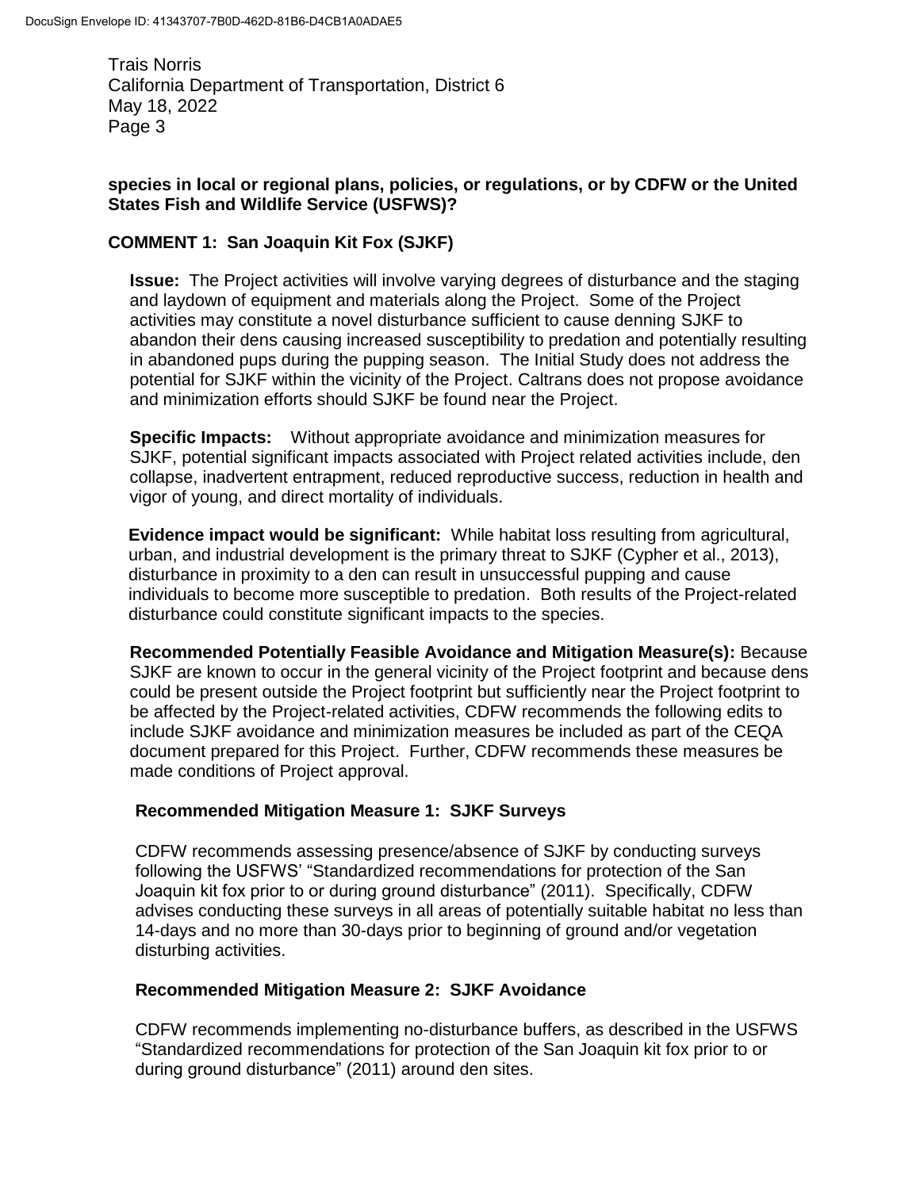**species in local or regional plans, policies, or regulations, or by CDFW or the United States Fish and Wildlife Service (USFWS)?**

**COMMENT 1: San Joaquin Kit Fox (SJKF)**

**Issue:** The Project activities will involve varying degrees of disturbance and the staging and laydown of equipment and materials along the Project. Some of the Project activities may constitute a novel disturbance sufficient to cause denning SJKF to abandon their dens causing increased susceptibility to predation and potentially resulting in abandoned pups during the pupping season. The Initial Study does not address the potential for SJKF within the vicinity of the Project. Caltrans does not propose avoidance and minimization efforts should SJKF be found near the Project.

**Specific Impacts:** Without appropriate avoidance and minimization measures for SJKF, potential significant impacts associated with Project related activities include, den collapse, inadvertent entrapment, reduced reproductive success, reduction in health and vigor of young, and direct mortality of individuals.

**Evidence impact would be significant:** While habitat loss resulting from agricultural, urban, and industrial development is the primary threat to SJKF (Cypher et al., 2013), disturbance in proximity to a den can result in unsuccessful pupping and cause individuals to become more susceptible to predation. Both results of the Project-related disturbance could constitute significant impacts to the species.

**Recommended Potentially Feasible Avoidance and Mitigation Measure(s):** Because SJKF are known to occur in the general vicinity of the Project footprint and because dens could be present outside the Project footprint but sufficiently near the Project footprint to be affected by the Project-related activities, CDFW recommends the following edits to include SJKF avoidance and minimization measures be included as part of the CEQA document prepared for this Project. Further, CDFW recommends these measures be made conditions of Project approval.

**Recommended Mitigation Measure 1: SJKF Surveys**

CDFW recommends assessing presence/absence of SJKF by conducting surveys following the USFWS' "Standardized recommendations for protection of the San Joaquin kit fox prior to or during ground disturbance" (2011). Specifically, CDFW advises conducting these surveys in all areas of potentially suitable habitat no less than 14-days and no more than 30-days prior to beginning of ground and/or vegetation disturbing activities.

**Recommended Mitigation Measure 2: SJKF Avoidance**

CDFW recommends implementing no-disturbance buffers, as described in the USFWS "Standardized recommendations for protection of the San Joaquin kit fox prior to or during ground disturbance" (2011) around den sites.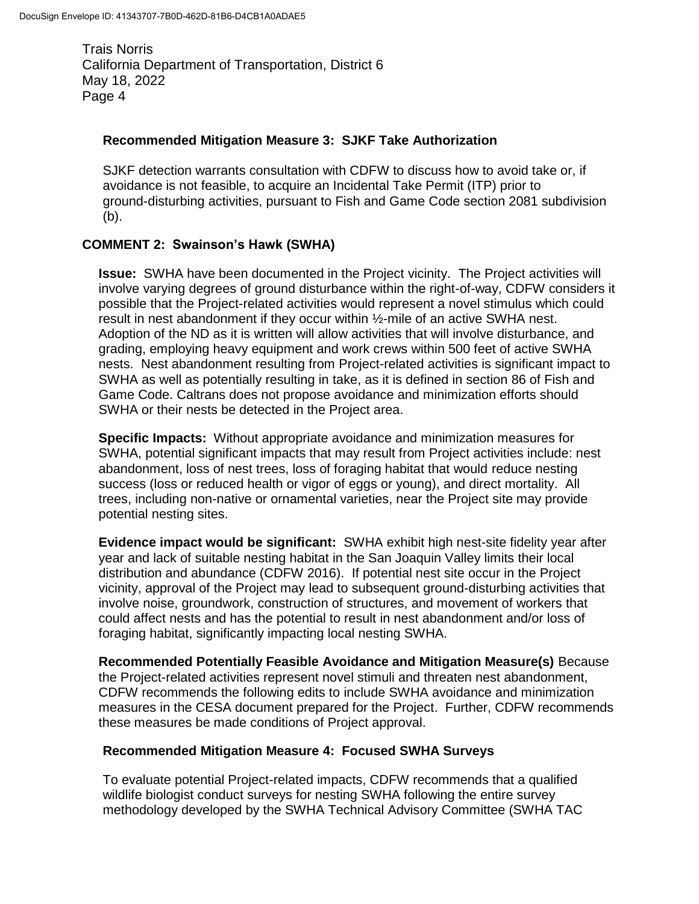**Recommended Mitigation Measure 3: SJKF Take Authorization**

SJKF detection warrants consultation with CDFW to discuss how to avoid take or, if avoidance is not feasible, to acquire an Incidental Take Permit (ITP) prior to ground-disturbing activities, pursuant to Fish and Game Code section 2081 subdivision (b).

**COMMENT 2: Swainson's Hawk (SWHA)**

**Issue:** SWHA have been documented in the Project vicinity. The Project activities will involve varying degrees of ground disturbance within the right-of-way, CDFW considers it possible that the Project-related activities would represent a novel stimulus which could result in nest abandonment if they occur within ½-mile of an active SWHA nest. Adoption of the ND as it is written will allow activities that will involve disturbance, and grading, employing heavy equipment and work crews within 500 feet of active SWHA nests. Nest abandonment resulting from Project-related activities is significant impact to SWHA as well as potentially resulting in take, as it is defined in section 86 of Fish and Game Code. Caltrans does not propose avoidance and minimization efforts should SWHA or their nests be detected in the Project area.

**Specific Impacts:** Without appropriate avoidance and minimization measures for SWHA, potential significant impacts that may result from Project activities include: nest abandonment, loss of nest trees, loss of foraging habitat that would reduce nesting success (loss or reduced health or vigor of eggs or young), and direct mortality. All trees, including non-native or ornamental varieties, near the Project site may provide potential nesting sites.

**Evidence impact would be significant:** SWHA exhibit high nest-site fidelity year after year and lack of suitable nesting habitat in the San Joaquin Valley limits their local distribution and abundance (CDFW 2016). If potential nest site occur in the Project vicinity, approval of the Project may lead to subsequent ground-disturbing activities that involve noise, groundwork, construction of structures, and movement of workers that could affect nests and has the potential to result in nest abandonment and/or loss of foraging habitat, significantly impacting local nesting SWHA.

**Recommended Potentially Feasible Avoidance and Mitigation Measure(s)** Because the Project-related activities represent novel stimuli and threaten nest abandonment, CDFW recommends the following edits to include SWHA avoidance and minimization measures in the CESA document prepared for the Project. Further, CDFW recommends these measures be made conditions of Project approval.

**Recommended Mitigation Measure 4: Focused SWHA Surveys**

To evaluate potential Project-related impacts, CDFW recommends that a qualified wildlife biologist conduct surveys for nesting SWHA following the entire survey methodology developed by the SWHA Technical Advisory Committee (SWHA TAC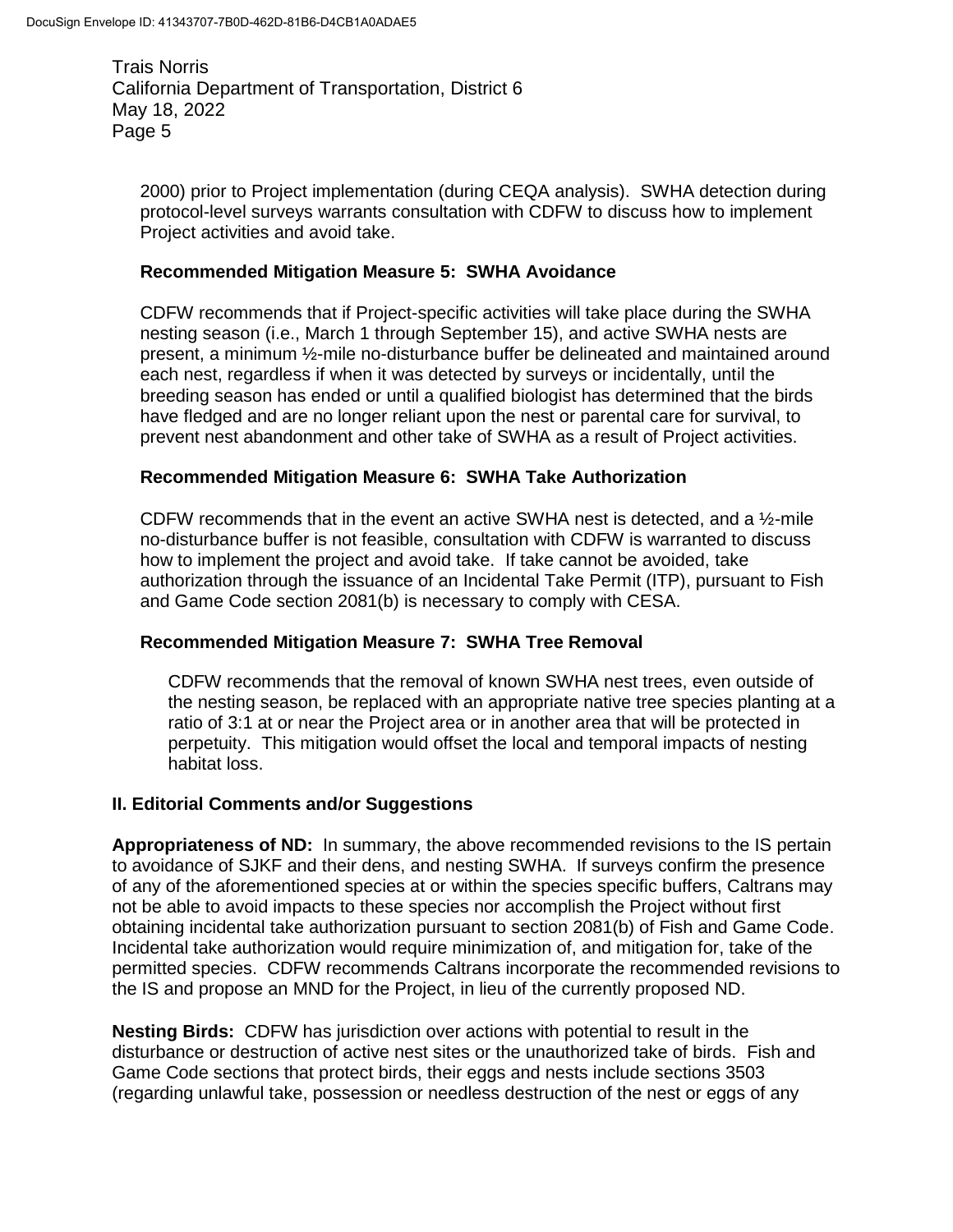2000) prior to Project implementation (during CEQA analysis). SWHA detection during protocol-level surveys warrants consultation with CDFW to discuss how to implement Project activities and avoid take.

**Recommended Mitigation Measure 5: SWHA Avoidance**

CDFW recommends that if Project-specific activities will take place during the SWHA nesting season (i.e., March 1 through September 15), and active SWHA nests are present, a minimum ½-mile no-disturbance buffer be delineated and maintained around each nest, regardless if when it was detected by surveys or incidentally, until the breeding season has ended or until a qualified biologist has determined that the birds have fledged and are no longer reliant upon the nest or parental care for survival, to prevent nest abandonment and other take of SWHA as a result of Project activities.

**Recommended Mitigation Measure 6: SWHA Take Authorization**

CDFW recommends that in the event an active SWHA nest is detected, and a ½-mile no-disturbance buffer is not feasible, consultation with CDFW is warranted to discuss how to implement the project and avoid take. If take cannot be avoided, take authorization through the issuance of an Incidental Take Permit (ITP), pursuant to Fish and Game Code section 2081(b) is necessary to comply with CESA.

**Recommended Mitigation Measure 7: SWHA Tree Removal**

CDFW recommends that the removal of known SWHA nest trees, even outside of the nesting season, be replaced with an appropriate native tree species planting at a ratio of 3:1 at or near the Project area or in another area that will be protected in perpetuity. This mitigation would offset the local and temporal impacts of nesting habitat loss.

## II. Editorial Comments and/or Suggestions

**Appropriateness of ND:** In summary, the above recommended revisions to the IS pertain to avoidance of SJKF and their dens, and nesting SWHA. If surveys confirm the presence of any of the aforementioned species at or within the species specific buffers, Caltrans may not be able to avoid impacts to these species nor accomplish the Project without first obtaining incidental take authorization pursuant to section 2081(b) of Fish and Game Code. Incidental take authorization would require minimization of, and mitigation for, take of the permitted species. CDFW recommends Caltrans incorporate the recommended revisions to the IS and propose an MND for the Project, in lieu of the currently proposed ND.

**Nesting Birds:** CDFW has jurisdiction over actions with potential to result in the disturbance or destruction of active nest sites or the unauthorized take of birds. Fish and Game Code sections that protect birds, their eggs and nests include sections 3503 (regarding unlawful take, possession or needless destruction of the nest or eggs of any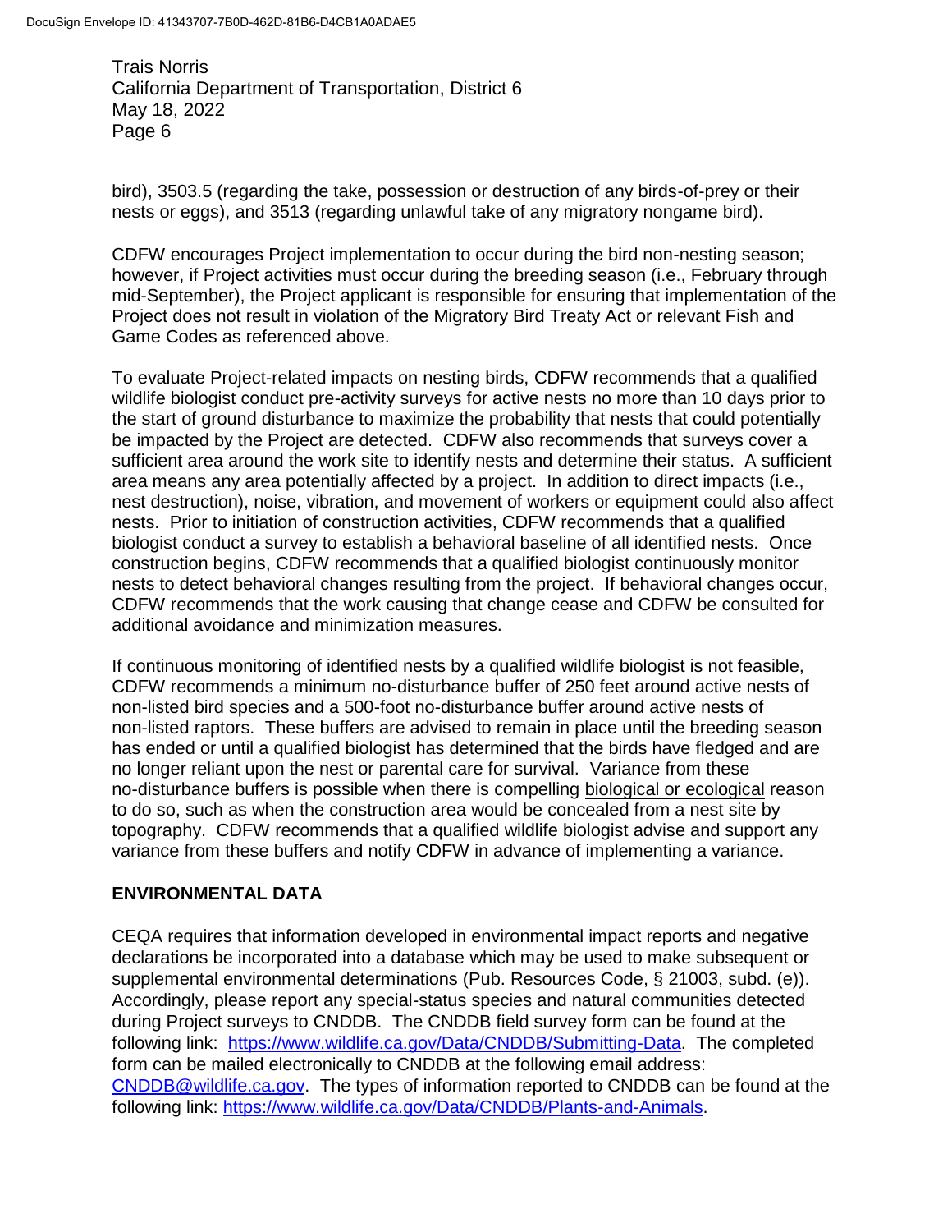bird), 3503.5 (regarding the take, possession or destruction of any birds-of-prey or their nests or eggs), and 3513 (regarding unlawful take of any migratory nongame bird).

CDFW encourages Project implementation to occur during the bird non-nesting season; however, if Project activities must occur during the breeding season (i.e., February through mid-September), the Project applicant is responsible for ensuring that implementation of the Project does not result in violation of the Migratory Bird Treaty Act or relevant Fish and Game Codes as referenced above.

To evaluate Project-related impacts on nesting birds, CDFW recommends that a qualified wildlife biologist conduct pre-activity surveys for active nests no more than 10 days prior to the start of ground disturbance to maximize the probability that nests that could potentially be impacted by the Project are detected. CDFW also recommends that surveys cover a sufficient area around the work site to identify nests and determine their status. A sufficient area means any area potentially affected by a project. In addition to direct impacts (i.e., nest destruction), noise, vibration, and movement of workers or equipment could also affect nests. Prior to initiation of construction activities, CDFW recommends that a qualified biologist conduct a survey to establish a behavioral baseline of all identified nests. Once construction begins, CDFW recommends that a qualified biologist continuously monitor nests to detect behavioral changes resulting from the project. If behavioral changes occur, CDFW recommends that the work causing that change cease and CDFW be consulted for additional avoidance and minimization measures.

If continuous monitoring of identified nests by a qualified wildlife biologist is not feasible, CDFW recommends a minimum no-disturbance buffer of 250 feet around active nests of non-listed bird species and a 500-foot no-disturbance buffer around active nests of non-listed raptors. These buffers are advised to remain in place until the breeding season has ended or until a qualified biologist has determined that the birds have fledged and are no longer reliant upon the nest or parental care for survival. Variance from these no-disturbance buffers is possible when there is compelling biological or ecological reason to do so, such as when the construction area would be concealed from a nest site by topography. CDFW recommends that a qualified wildlife biologist advise and support any variance from these buffers and notify CDFW in advance of implementing a variance.

**ENVIRONMENTAL DATA**

CEQA requires that information developed in environmental impact reports and negative declarations be incorporated into a database which may be used to make subsequent or supplemental environmental determinations (Pub. Resources Code, § 21003, subd. (e)). Accordingly, please report any special-status species and natural communities detected during Project surveys to CNDDB. The CNDDB field survey form can be found at the following link: https://www.wildlife.ca.gov/Data/CNDDB/Submitting-Data. The completed form can be mailed electronically to CNDDB at the following email address: CNDDB@wildlife.ca.gov. The types of information reported to CNDDB can be found at the following link: https://www.wildlife.ca.gov/Data/CNDDB/Plants-and-Animals.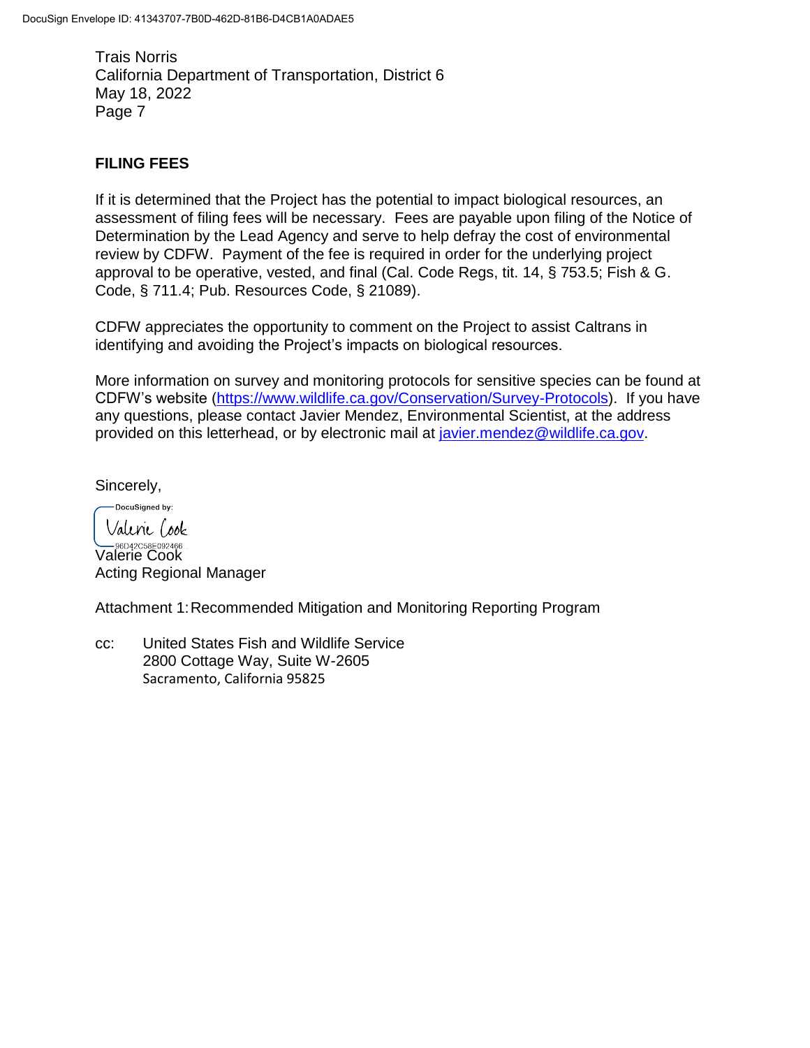Trais Norris
California Department of Transportation, District 6
May 18, 2022

## FILING FEES

If it is determined that the Project has the potential to impact biological resources, an assessment of filing fees will be necessary. Fees are payable upon filing of the Notice of Determination by the Lead Agency and serve to help defray the cost of environmental review by CDFW. Payment of the fee is required in order for the underlying project approval to be operative, vested, and final (Cal. Code Regs, tit. 14, § 753.5; Fish & G. Code, § 711.4; Pub. Resources Code, § 21089).

CDFW appreciates the opportunity to comment on the Project to assist Caltrans in identifying and avoiding the Project's impacts on biological resources.

More information on survey and monitoring protocols for sensitive species can be found at CDFW's website (https://www.wildlife.ca.gov/Conservation/Survey-Protocols). If you have any questions, please contact Javier Mendez, Environmental Scientist, at the address provided on this letterhead, or by electronic mail at javier.mendez@wildlife.ca.gov.

Sincerely,

DocuSigned by:
Valerie Cook
96D42C58E092466

Valerie Cook
Acting Regional Manager

Attachment 1: Recommended Mitigation and Monitoring Reporting Program

cc: United States Fish and Wildlife Service
2800 Cottage Way, Suite W-2605
Sacramento, California 95825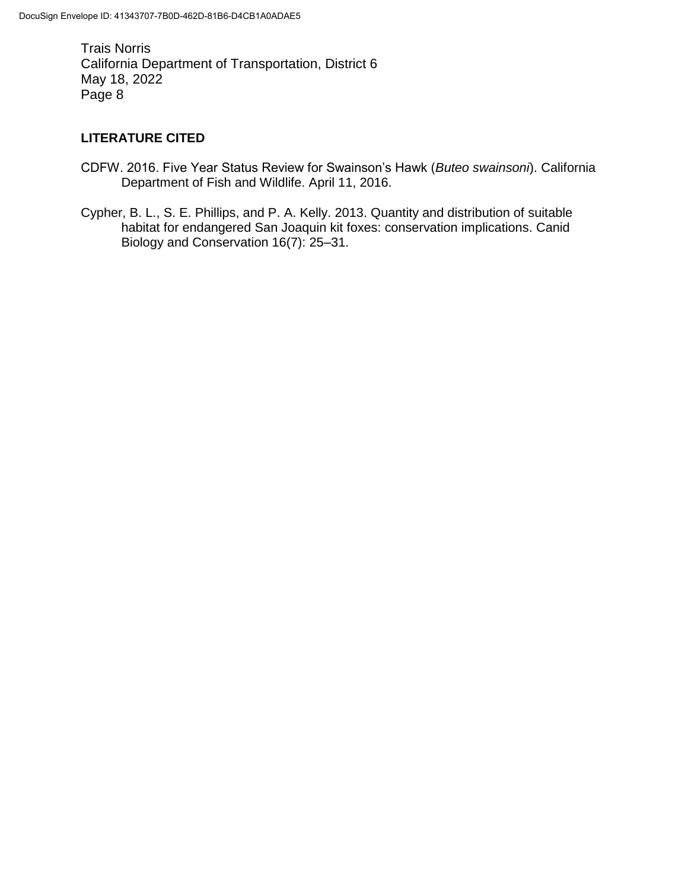## LITERATURE CITED

CDFW. 2016. Five Year Status Review for Swainson's Hawk (*Buteo swainsoni*). California Department of Fish and Wildlife. April 11, 2016.

Cypher, B. L., S. E. Phillips, and P. A. Kelly. 2013. Quantity and distribution of suitable habitat for endangered San Joaquin kit foxes: conservation implications. Canid Biology and Conservation 16(7): 25–31.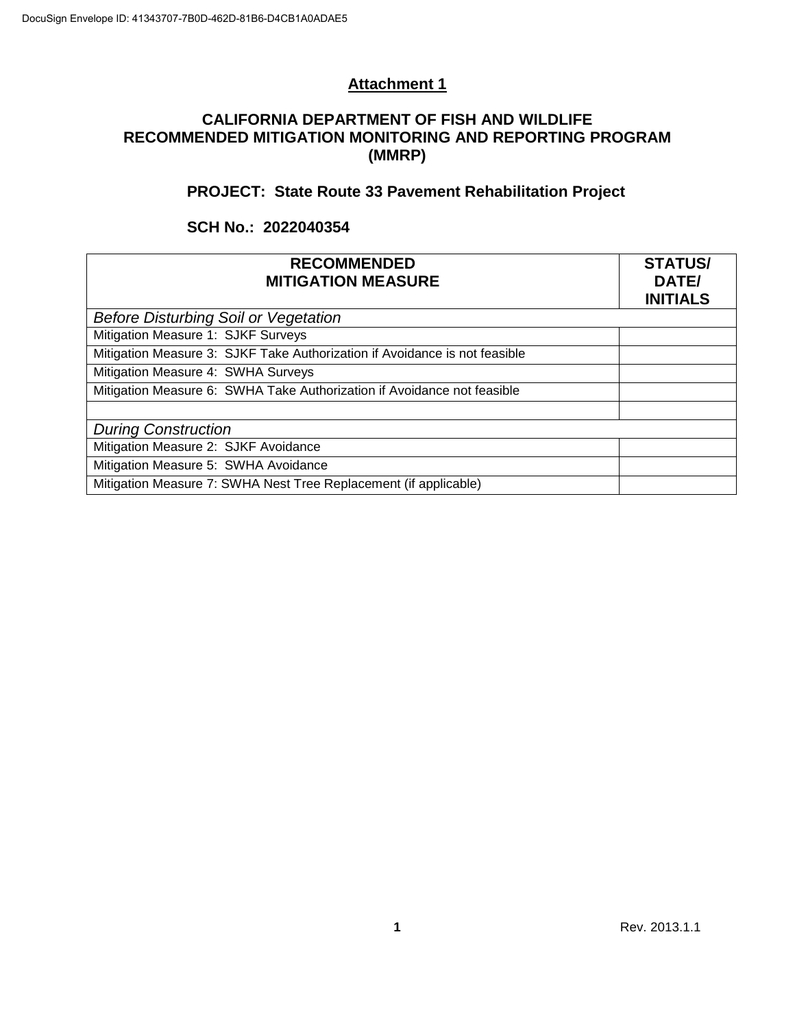## Attachment 1

### CALIFORNIA DEPARTMENT OF FISH AND WILDLIFE RECOMMENDED MITIGATION MONITORING AND REPORTING PROGRAM (MMRP)

**PROJECT: State Route 33 Pavement Rehabilitation Project**

**SCH No.: 2022040354**

| RECOMMENDED MITIGATION MEASURE | STATUS/ DATE/ INITIALS |
|---|---|
| *Before Disturbing Soil or Vegetation* | |
| Mitigation Measure 1: SJKF Surveys | |
| Mitigation Measure 3: SJKF Take Authorization if Avoidance is not feasible | |
| Mitigation Measure 4: SWHA Surveys | |
| Mitigation Measure 6: SWHA Take Authorization if Avoidance not feasible | |
| | |
| *During Construction* | |
| Mitigation Measure 2: SJKF Avoidance | |
| Mitigation Measure 5: SWHA Avoidance | |
| Mitigation Measure 7: SWHA Nest Tree Replacement (if applicable) | |

Rev. 2013.1.1